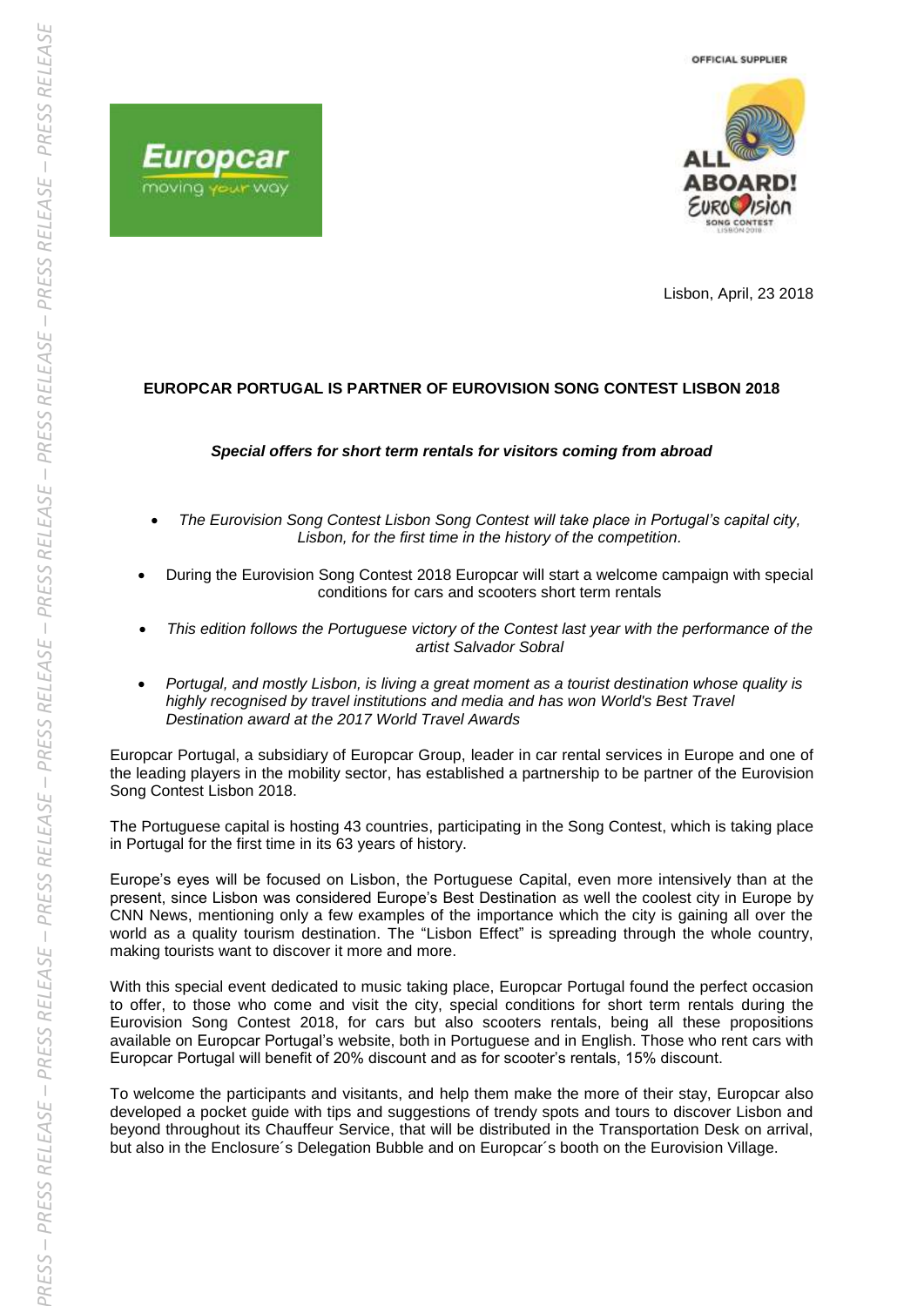Lisbon, April, 23 2018

# EUROPCAR PORTUGAL IS PARTNER OF EUROVISION SONG CONTEST LISBON 2018

***Special offers for short term rentals for visitors coming from abroad***

- *The Eurovision Song Contest Lisbon Song Contest will take place in Portugal's capital city, Lisbon, for the first time in the history of the competition.*
- During the Eurovision Song Contest 2018 Europcar will start a welcome campaign with special conditions for cars and scooters short term rentals
- *This edition follows the Portuguese victory of the Contest last year with the performance of the artist Salvador Sobral*
- *Portugal, and mostly Lisbon, is living a great moment as a tourist destination whose quality is highly recognised by travel institutions and media and has won World's Best Travel Destination award at the 2017 World Travel Awards*

Europcar Portugal, a subsidiary of Europcar Group, leader in car rental services in Europe and one of the leading players in the mobility sector, has established a partnership to be partner of the Eurovision Song Contest Lisbon 2018.

The Portuguese capital is hosting 43 countries, participating in the Song Contest, which is taking place in Portugal for the first time in its 63 years of history.

Europe's eyes will be focused on Lisbon, the Portuguese Capital, even more intensively than at the present, since Lisbon was considered Europe's Best Destination as well the coolest city in Europe by CNN News, mentioning only a few examples of the importance which the city is gaining all over the world as a quality tourism destination. The "Lisbon Effect" is spreading through the whole country, making tourists want to discover it more and more.

With this special event dedicated to music taking place, Europcar Portugal found the perfect occasion to offer, to those who come and visit the city, special conditions for short term rentals during the Eurovision Song Contest 2018, for cars but also scooters rentals, being all these propositions available on Europcar Portugal's website, both in Portuguese and in English. Those who rent cars with Europcar Portugal will benefit of 20% discount and as for scooter's rentals, 15% discount.

To welcome the participants and visitants, and help them make the more of their stay, Europcar also developed a pocket guide with tips and suggestions of trendy spots and tours to discover Lisbon and beyond throughout its Chauffeur Service, that will be distributed in the Transportation Desk on arrival, but also in the Enclosure´s Delegation Bubble and on Europcar´s booth on the Eurovision Village.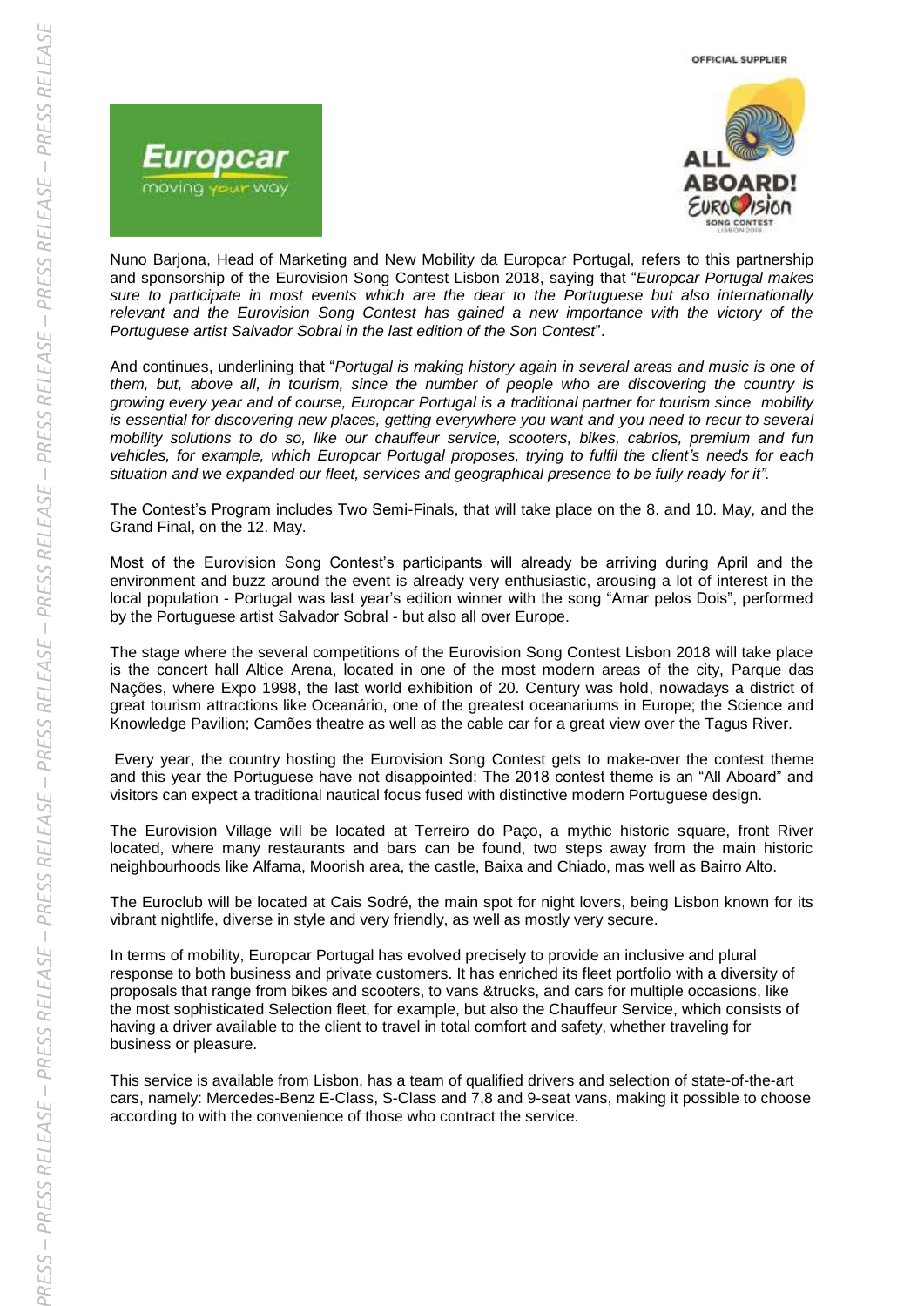Nuno Barjona, Head of Marketing and New Mobility da Europcar Portugal, refers to this partnership and sponsorship of the Eurovision Song Contest Lisbon 2018, saying that "*Europcar Portugal makes sure to participate in most events which are the dear to the Portuguese but also internationally relevant and the Eurovision Song Contest has gained a new importance with the victory of the Portuguese artist Salvador Sobral in the last edition of the Son Contest*".

And continues, underlining that "*Portugal is making history again in several areas and music is one of them, but, above all, in tourism, since the number of people who are discovering the country is growing every year and of course, Europcar Portugal is a traditional partner for tourism since mobility is essential for discovering new places, getting everywhere you want and you need to recur to several mobility solutions to do so, like our chauffeur service, scooters, bikes, cabrios, premium and fun vehicles, for example, which Europcar Portugal proposes, trying to fulfil the client's needs for each situation and we expanded our fleet, services and geographical presence to be fully ready for it".*

The Contest's Program includes Two Semi-Finals, that will take place on the 8. and 10. May, and the Grand Final, on the 12. May.

Most of the Eurovision Song Contest's participants will already be arriving during April and the environment and buzz around the event is already very enthusiastic, arousing a lot of interest in the local population - Portugal was last year's edition winner with the song "Amar pelos Dois", performed by the Portuguese artist Salvador Sobral - but also all over Europe.

The stage where the several competitions of the Eurovision Song Contest Lisbon 2018 will take place is the concert hall Altice Arena, located in one of the most modern areas of the city, Parque das Nações, where Expo 1998, the last world exhibition of 20. Century was hold, nowadays a district of great tourism attractions like Oceanário, one of the greatest oceanariums in Europe; the Science and Knowledge Pavilion; Camões theatre as well as the cable car for a great view over the Tagus River.

Every year, the country hosting the Eurovision Song Contest gets to make-over the contest theme and this year the Portuguese have not disappointed: The 2018 contest theme is an "All Aboard" and visitors can expect a traditional nautical focus fused with distinctive modern Portuguese design.

The Eurovision Village will be located at Terreiro do Paço, a mythic historic square, front River located, where many restaurants and bars can be found, two steps away from the main historic neighbourhoods like Alfama, Moorish area, the castle, Baixa and Chiado, mas well as Bairro Alto.

The Euroclub will be located at Cais Sodré, the main spot for night lovers, being Lisbon known for its vibrant nightlife, diverse in style and very friendly, as well as mostly very secure.

In terms of mobility, Europcar Portugal has evolved precisely to provide an inclusive and plural response to both business and private customers. It has enriched its fleet portfolio with a diversity of proposals that range from bikes and scooters, to vans &trucks, and cars for multiple occasions, like the most sophisticated Selection fleet, for example, but also the Chauffeur Service, which consists of having a driver available to the client to travel in total comfort and safety, whether traveling for business or pleasure.

This service is available from Lisbon, has a team of qualified drivers and selection of state-of-the-art cars, namely: Mercedes-Benz E-Class, S-Class and 7,8 and 9-seat vans, making it possible to choose according to with the convenience of those who contract the service.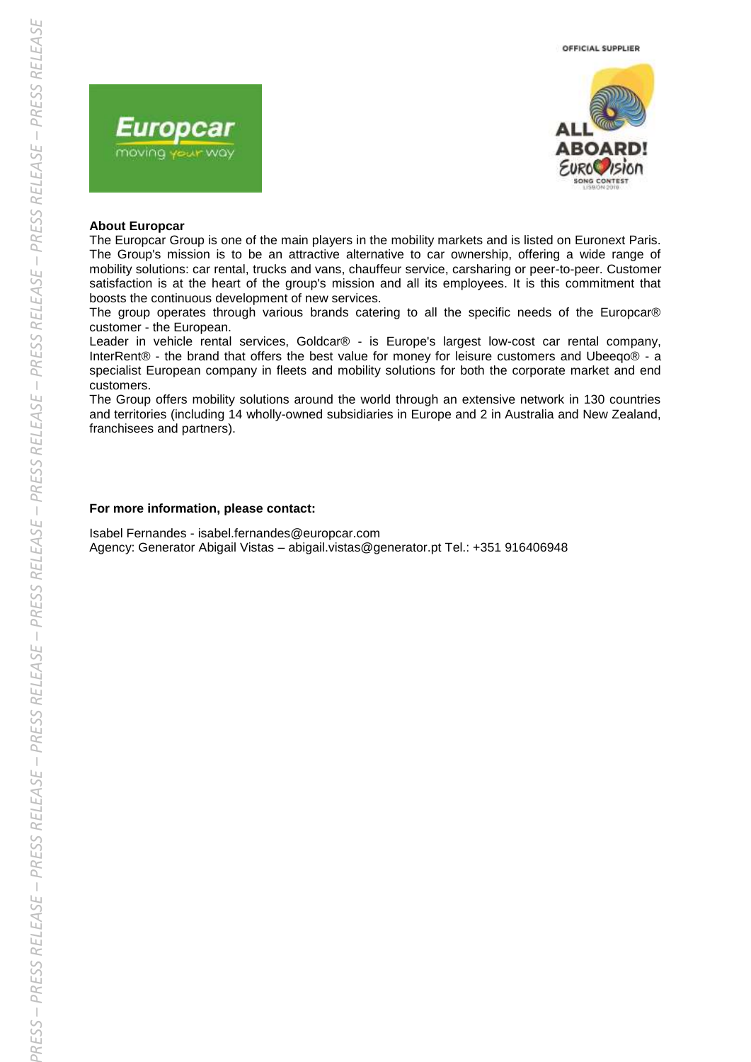**About Europcar**

The Europcar Group is one of the main players in the mobility markets and is listed on Euronext Paris. The Group's mission is to be an attractive alternative to car ownership, offering a wide range of mobility solutions: car rental, trucks and vans, chauffeur service, carsharing or peer-to-peer. Customer satisfaction is at the heart of the group's mission and all its employees. It is this commitment that boosts the continuous development of new services.

The group operates through various brands catering to all the specific needs of the Europcar® customer - the European.

Leader in vehicle rental services, Goldcar® - is Europe's largest low-cost car rental company, InterRent® - the brand that offers the best value for money for leisure customers and Ubeeqo® - a specialist European company in fleets and mobility solutions for both the corporate market and end customers.

The Group offers mobility solutions around the world through an extensive network in 130 countries and territories (including 14 wholly-owned subsidiaries in Europe and 2 in Australia and New Zealand, franchisees and partners).

**For more information, please contact:**

Isabel Fernandes - isabel.fernandes@europcar.com
Agency: Generator Abigail Vistas – abigail.vistas@generator.pt Tel.: +351 916406948